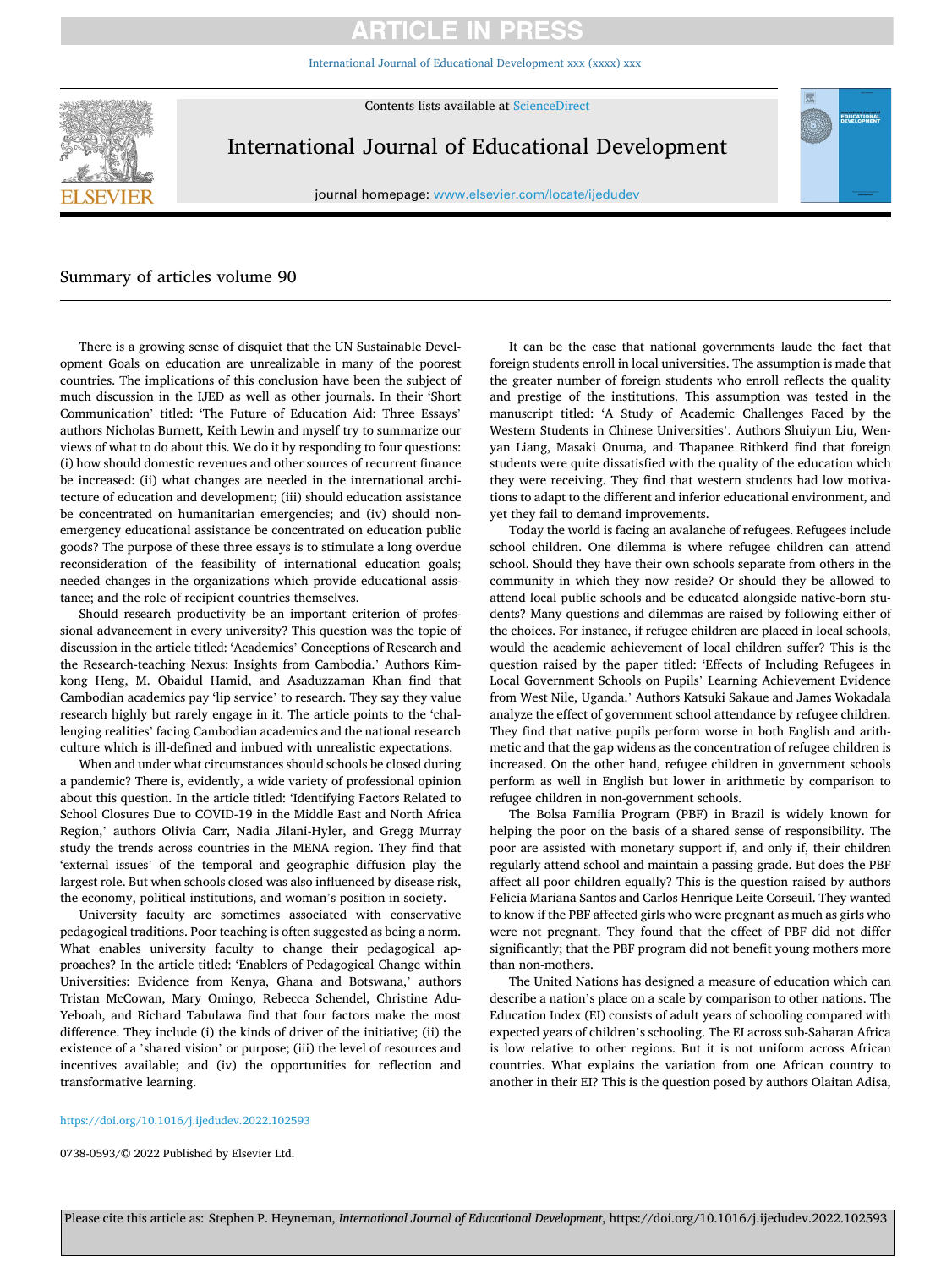# Summary of articles volume 90

There is a growing sense of disquiet that the UN Sustainable Development Goals on education are unrealizable in many of the poorest countries. The implications of this conclusion have been the subject of much discussion in the IJED as well as other journals. In their 'Short Communication' titled: 'The Future of Education Aid: Three Essays' authors Nicholas Burnett, Keith Lewin and myself try to summarize our views of what to do about this. We do it by responding to four questions: (i) how should domestic revenues and other sources of recurrent finance be increased: (ii) what changes are needed in the international architecture of education and development; (iii) should education assistance be concentrated on humanitarian emergencies; and (iv) should non-emergency educational assistance be concentrated on education public goods? The purpose of these three essays is to stimulate a long overdue reconsideration of the feasibility of international education goals; needed changes in the organizations which provide educational assistance; and the role of recipient countries themselves.

Should research productivity be an important criterion of professional advancement in every university? This question was the topic of discussion in the article titled: 'Academics' Conceptions of Research and the Research-teaching Nexus: Insights from Cambodia.' Authors Kimkong Heng, M. Obaidul Hamid, and Asaduzzaman Khan find that Cambodian academics pay 'lip service' to research. They say they value research highly but rarely engage in it. The article points to the 'challenging realities' facing Cambodian academics and the national research culture which is ill-defined and imbued with unrealistic expectations.

When and under what circumstances should schools be closed during a pandemic? There is, evidently, a wide variety of professional opinion about this question. In the article titled: 'Identifying Factors Related to School Closures Due to COVID-19 in the Middle East and North Africa Region,' authors Olivia Carr, Nadia Jilani-Hyler, and Gregg Murray study the trends across countries in the MENA region. They find that 'external issues' of the temporal and geographic diffusion play the largest role. But when schools closed was also influenced by disease risk, the economy, political institutions, and woman's position in society.

University faculty are sometimes associated with conservative pedagogical traditions. Poor teaching is often suggested as being a norm. What enables university faculty to change their pedagogical approaches? In the article titled: 'Enablers of Pedagogical Change within Universities: Evidence from Kenya, Ghana and Botswana,' authors Tristan McCowan, Mary Omingo, Rebecca Schendel, Christine Adu-Yeboah, and Richard Tabulawa find that four factors make the most difference. They include (i) the kinds of driver of the initiative; (ii) the existence of a 'shared vision' or purpose; (iii) the level of resources and incentives available; and (iv) the opportunities for reflection and transformative learning.

It can be the case that national governments laude the fact that foreign students enroll in local universities. The assumption is made that the greater number of foreign students who enroll reflects the quality and prestige of the institutions. This assumption was tested in the manuscript titled: 'A Study of Academic Challenges Faced by the Western Students in Chinese Universities'. Authors Shuiyun Liu, Wenyan Liang, Masaki Onuma, and Thapanee Rithkerd find that foreign students were quite dissatisfied with the quality of the education which they were receiving. They find that western students had low motivations to adapt to the different and inferior educational environment, and yet they fail to demand improvements.

Today the world is facing an avalanche of refugees. Refugees include school children. One dilemma is where refugee children can attend school. Should they have their own schools separate from others in the community in which they now reside? Or should they be allowed to attend local public schools and be educated alongside native-born students? Many questions and dilemmas are raised by following either of the choices. For instance, if refugee children are placed in local schools, would the academic achievement of local children suffer? This is the question raised by the paper titled: 'Effects of Including Refugees in Local Government Schools on Pupils' Learning Achievement Evidence from West Nile, Uganda.' Authors Katsuki Sakaue and James Wokadala analyze the effect of government school attendance by refugee children. They find that native pupils perform worse in both English and arithmetic and that the gap widens as the concentration of refugee children is increased. On the other hand, refugee children in government schools perform as well in English but lower in arithmetic by comparison to refugee children in non-government schools.

The Bolsa Familia Program (PBF) in Brazil is widely known for helping the poor on the basis of a shared sense of responsibility. The poor are assisted with monetary support if, and only if, their children regularly attend school and maintain a passing grade. But does the PBF affect all poor children equally? This is the question raised by authors Felicia Mariana Santos and Carlos Henrique Leite Corseuil. They wanted to know if the PBF affected girls who were pregnant as much as girls who were not pregnant. They found that the effect of PBF did not differ significantly; that the PBF program did not benefit young mothers more than non-mothers.

The United Nations has designed a measure of education which can describe a nation's place on a scale by comparison to other nations. The Education Index (EI) consists of adult years of schooling compared with expected years of children's schooling. The EI across sub-Saharan Africa is low relative to other regions. But it is not uniform across African countries. What explains the variation from one African country to another in their EI? This is the question posed by authors Olaitan Adisa,

https://doi.org/10.1016/j.ijedudev.2022.102593

0738-0593/© 2022 Published by Elsevier Ltd.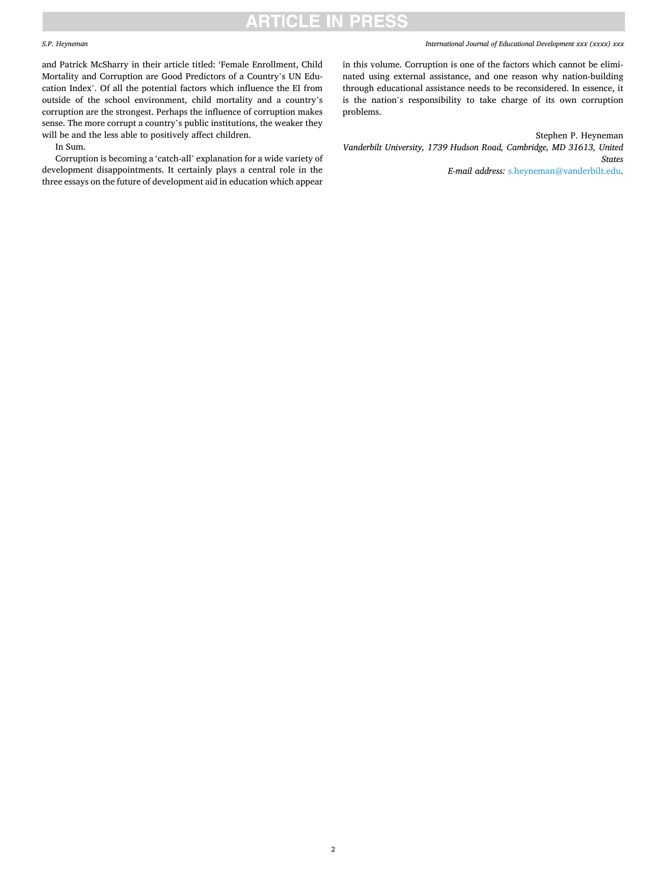and Patrick McSharry in their article titled: 'Female Enrollment, Child Mortality and Corruption are Good Predictors of a Country's UN Education Index'. Of all the potential factors which influence the EI from outside of the school environment, child mortality and a country's corruption are the strongest. Perhaps the influence of corruption makes sense. The more corrupt a country's public institutions, the weaker they will be and the less able to positively affect children.

In Sum.

Corruption is becoming a 'catch-all' explanation for a wide variety of development disappointments. It certainly plays a central role in the three essays on the future of development aid in education which appear in this volume. Corruption is one of the factors which cannot be eliminated using external assistance, and one reason why nation-building through educational assistance needs to be reconsidered. In essence, it is the nation's responsibility to take charge of its own corruption problems.

Stephen P. Heyneman

*Vanderbilt University, 1739 Hudson Road, Cambridge, MD 31613, United States*

*E-mail address:* s.heyneman@vanderbilt.edu.